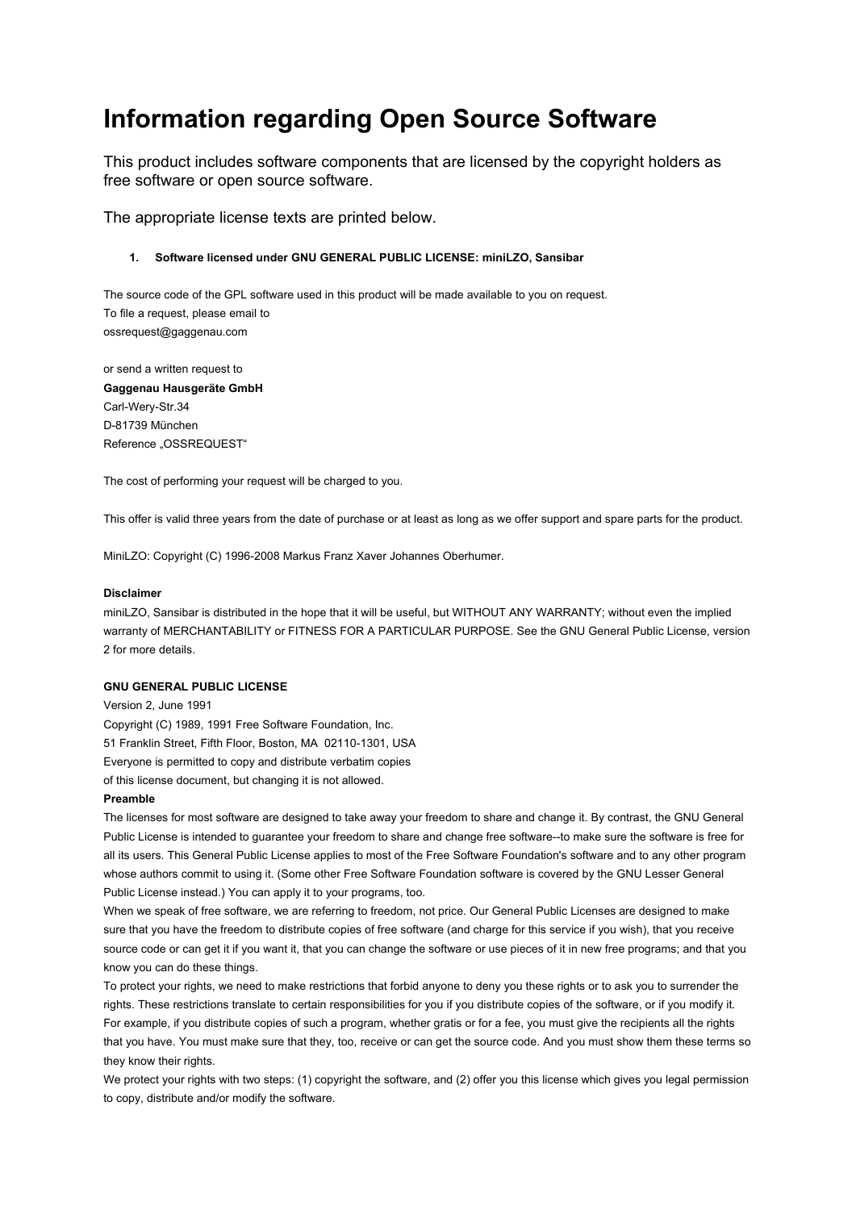# Information regarding Open Source Software

This product includes software components that are licensed by the copyright holders as free software or open source software.

The appropriate license texts are printed below.

1. **Software licensed under GNU GENERAL PUBLIC LICENSE: miniLZO, Sansibar**

The source code of the GPL software used in this product will be made available to you on request.
To file a request, please email to
ossrequest@gaggenau.com

or send a written request to
**Gaggenau Hausgeräte GmbH**
Carl-Wery-Str.34
D-81739 München
Reference „OSSREQUEST"

The cost of performing your request will be charged to you.

This offer is valid three years from the date of purchase or at least as long as we offer support and spare parts for the product.

MiniLZO: Copyright (C) 1996-2008 Markus Franz Xaver Johannes Oberhumer.

**Disclaimer**
miniLZO, Sansibar is distributed in the hope that it will be useful, but WITHOUT ANY WARRANTY; without even the implied warranty of MERCHANTABILITY or FITNESS FOR A PARTICULAR PURPOSE. See the GNU General Public License, version 2 for more details.

**GNU GENERAL PUBLIC LICENSE**
Version 2, June 1991
Copyright (C) 1989, 1991 Free Software Foundation, Inc.
51 Franklin Street, Fifth Floor, Boston, MA 02110-1301, USA
Everyone is permitted to copy and distribute verbatim copies
of this license document, but changing it is not allowed.

**Preamble**

The licenses for most software are designed to take away your freedom to share and change it. By contrast, the GNU General Public License is intended to guarantee your freedom to share and change free software--to make sure the software is free for all its users. This General Public License applies to most of the Free Software Foundation's software and to any other program whose authors commit to using it. (Some other Free Software Foundation software is covered by the GNU Lesser General Public License instead.) You can apply it to your programs, too.

When we speak of free software, we are referring to freedom, not price. Our General Public Licenses are designed to make sure that you have the freedom to distribute copies of free software (and charge for this service if you wish), that you receive source code or can get it if you want it, that you can change the software or use pieces of it in new free programs; and that you know you can do these things.

To protect your rights, we need to make restrictions that forbid anyone to deny you these rights or to ask you to surrender the rights. These restrictions translate to certain responsibilities for you if you distribute copies of the software, or if you modify it.

For example, if you distribute copies of such a program, whether gratis or for a fee, you must give the recipients all the rights that you have. You must make sure that they, too, receive or can get the source code. And you must show them these terms so they know their rights.

We protect your rights with two steps: (1) copyright the software, and (2) offer you this license which gives you legal permission to copy, distribute and/or modify the software.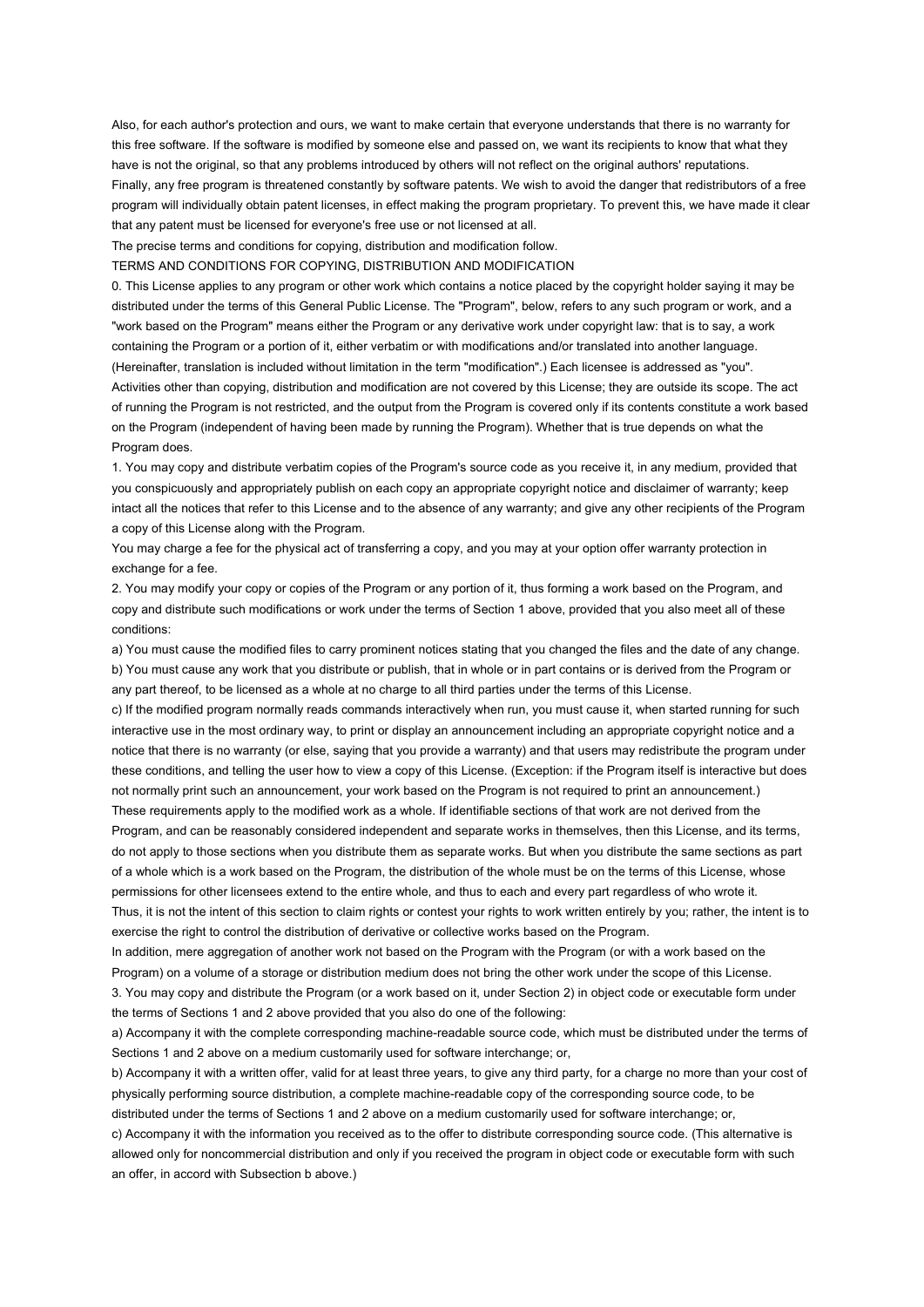Also, for each author's protection and ours, we want to make certain that everyone understands that there is no warranty for this free software. If the software is modified by someone else and passed on, we want its recipients to know that what they have is not the original, so that any problems introduced by others will not reflect on the original authors' reputations.

Finally, any free program is threatened constantly by software patents. We wish to avoid the danger that redistributors of a free program will individually obtain patent licenses, in effect making the program proprietary. To prevent this, we have made it clear that any patent must be licensed for everyone's free use or not licensed at all.

The precise terms and conditions for copying, distribution and modification follow.

TERMS AND CONDITIONS FOR COPYING, DISTRIBUTION AND MODIFICATION

0. This License applies to any program or other work which contains a notice placed by the copyright holder saying it may be distributed under the terms of this General Public License. The "Program", below, refers to any such program or work, and a "work based on the Program" means either the Program or any derivative work under copyright law: that is to say, a work containing the Program or a portion of it, either verbatim or with modifications and/or translated into another language. (Hereinafter, translation is included without limitation in the term "modification".) Each licensee is addressed as "you".

Activities other than copying, distribution and modification are not covered by this License; they are outside its scope. The act of running the Program is not restricted, and the output from the Program is covered only if its contents constitute a work based on the Program (independent of having been made by running the Program). Whether that is true depends on what the Program does.

1. You may copy and distribute verbatim copies of the Program's source code as you receive it, in any medium, provided that you conspicuously and appropriately publish on each copy an appropriate copyright notice and disclaimer of warranty; keep intact all the notices that refer to this License and to the absence of any warranty; and give any other recipients of the Program a copy of this License along with the Program.

You may charge a fee for the physical act of transferring a copy, and you may at your option offer warranty protection in exchange for a fee.

2. You may modify your copy or copies of the Program or any portion of it, thus forming a work based on the Program, and copy and distribute such modifications or work under the terms of Section 1 above, provided that you also meet all of these conditions:

a) You must cause the modified files to carry prominent notices stating that you changed the files and the date of any change.

b) You must cause any work that you distribute or publish, that in whole or in part contains or is derived from the Program or any part thereof, to be licensed as a whole at no charge to all third parties under the terms of this License.

c) If the modified program normally reads commands interactively when run, you must cause it, when started running for such interactive use in the most ordinary way, to print or display an announcement including an appropriate copyright notice and a notice that there is no warranty (or else, saying that you provide a warranty) and that users may redistribute the program under these conditions, and telling the user how to view a copy of this License. (Exception: if the Program itself is interactive but does not normally print such an announcement, your work based on the Program is not required to print an announcement.)

These requirements apply to the modified work as a whole. If identifiable sections of that work are not derived from the Program, and can be reasonably considered independent and separate works in themselves, then this License, and its terms, do not apply to those sections when you distribute them as separate works. But when you distribute the same sections as part of a whole which is a work based on the Program, the distribution of the whole must be on the terms of this License, whose permissions for other licensees extend to the entire whole, and thus to each and every part regardless of who wrote it.

Thus, it is not the intent of this section to claim rights or contest your rights to work written entirely by you; rather, the intent is to exercise the right to control the distribution of derivative or collective works based on the Program.

In addition, mere aggregation of another work not based on the Program with the Program (or with a work based on the Program) on a volume of a storage or distribution medium does not bring the other work under the scope of this License.

3. You may copy and distribute the Program (or a work based on it, under Section 2) in object code or executable form under the terms of Sections 1 and 2 above provided that you also do one of the following:

a) Accompany it with the complete corresponding machine-readable source code, which must be distributed under the terms of Sections 1 and 2 above on a medium customarily used for software interchange; or,

b) Accompany it with a written offer, valid for at least three years, to give any third party, for a charge no more than your cost of physically performing source distribution, a complete machine-readable copy of the corresponding source code, to be distributed under the terms of Sections 1 and 2 above on a medium customarily used for software interchange; or,

c) Accompany it with the information you received as to the offer to distribute corresponding source code. (This alternative is allowed only for noncommercial distribution and only if you received the program in object code or executable form with such an offer, in accord with Subsection b above.)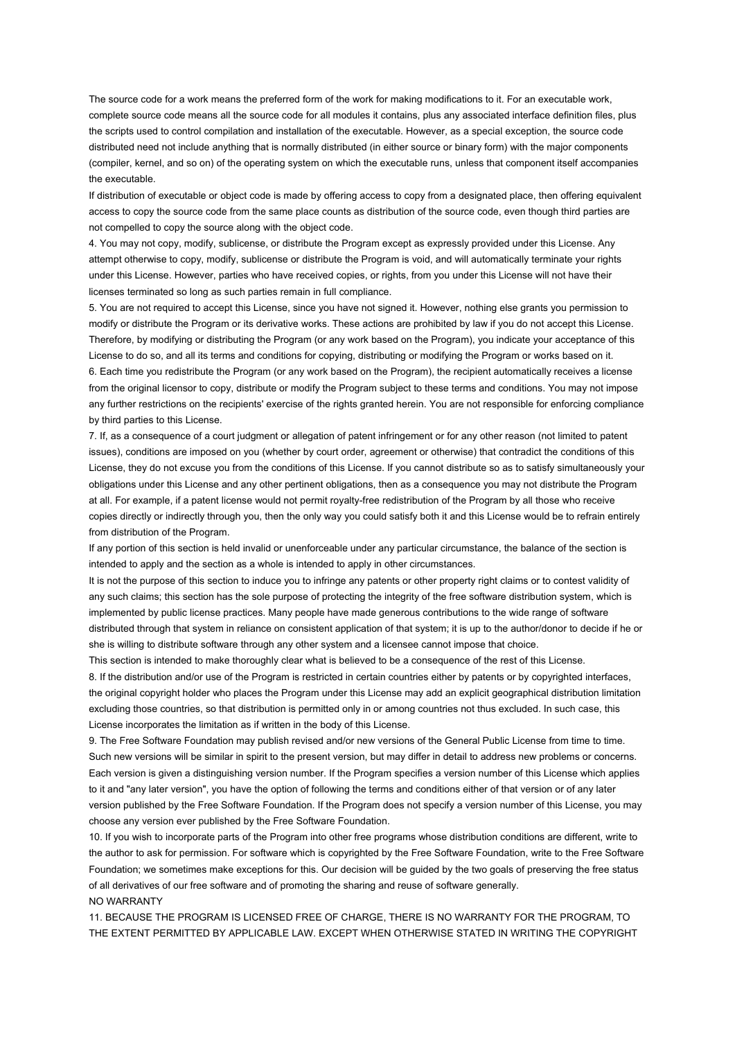The source code for a work means the preferred form of the work for making modifications to it. For an executable work, complete source code means all the source code for all modules it contains, plus any associated interface definition files, plus the scripts used to control compilation and installation of the executable. However, as a special exception, the source code distributed need not include anything that is normally distributed (in either source or binary form) with the major components (compiler, kernel, and so on) of the operating system on which the executable runs, unless that component itself accompanies the executable.

If distribution of executable or object code is made by offering access to copy from a designated place, then offering equivalent access to copy the source code from the same place counts as distribution of the source code, even though third parties are not compelled to copy the source along with the object code.

4. You may not copy, modify, sublicense, or distribute the Program except as expressly provided under this License. Any attempt otherwise to copy, modify, sublicense or distribute the Program is void, and will automatically terminate your rights under this License. However, parties who have received copies, or rights, from you under this License will not have their licenses terminated so long as such parties remain in full compliance.

5. You are not required to accept this License, since you have not signed it. However, nothing else grants you permission to modify or distribute the Program or its derivative works. These actions are prohibited by law if you do not accept this License. Therefore, by modifying or distributing the Program (or any work based on the Program), you indicate your acceptance of this License to do so, and all its terms and conditions for copying, distributing or modifying the Program or works based on it.

6. Each time you redistribute the Program (or any work based on the Program), the recipient automatically receives a license from the original licensor to copy, distribute or modify the Program subject to these terms and conditions. You may not impose any further restrictions on the recipients' exercise of the rights granted herein. You are not responsible for enforcing compliance by third parties to this License.

7. If, as a consequence of a court judgment or allegation of patent infringement or for any other reason (not limited to patent issues), conditions are imposed on you (whether by court order, agreement or otherwise) that contradict the conditions of this License, they do not excuse you from the conditions of this License. If you cannot distribute so as to satisfy simultaneously your obligations under this License and any other pertinent obligations, then as a consequence you may not distribute the Program at all. For example, if a patent license would not permit royalty-free redistribution of the Program by all those who receive copies directly or indirectly through you, then the only way you could satisfy both it and this License would be to refrain entirely from distribution of the Program.

If any portion of this section is held invalid or unenforceable under any particular circumstance, the balance of the section is intended to apply and the section as a whole is intended to apply in other circumstances.

It is not the purpose of this section to induce you to infringe any patents or other property right claims or to contest validity of any such claims; this section has the sole purpose of protecting the integrity of the free software distribution system, which is implemented by public license practices. Many people have made generous contributions to the wide range of software distributed through that system in reliance on consistent application of that system; it is up to the author/donor to decide if he or she is willing to distribute software through any other system and a licensee cannot impose that choice.

This section is intended to make thoroughly clear what is believed to be a consequence of the rest of this License.

8. If the distribution and/or use of the Program is restricted in certain countries either by patents or by copyrighted interfaces, the original copyright holder who places the Program under this License may add an explicit geographical distribution limitation excluding those countries, so that distribution is permitted only in or among countries not thus excluded. In such case, this License incorporates the limitation as if written in the body of this License.

9. The Free Software Foundation may publish revised and/or new versions of the General Public License from time to time. Such new versions will be similar in spirit to the present version, but may differ in detail to address new problems or concerns. Each version is given a distinguishing version number. If the Program specifies a version number of this License which applies to it and "any later version", you have the option of following the terms and conditions either of that version or of any later version published by the Free Software Foundation. If the Program does not specify a version number of this License, you may choose any version ever published by the Free Software Foundation.

10. If you wish to incorporate parts of the Program into other free programs whose distribution conditions are different, write to the author to ask for permission. For software which is copyrighted by the Free Software Foundation, write to the Free Software Foundation; we sometimes make exceptions for this. Our decision will be guided by the two goals of preserving the free status of all derivatives of our free software and of promoting the sharing and reuse of software generally.

NO WARRANTY

11. BECAUSE THE PROGRAM IS LICENSED FREE OF CHARGE, THERE IS NO WARRANTY FOR THE PROGRAM, TO THE EXTENT PERMITTED BY APPLICABLE LAW. EXCEPT WHEN OTHERWISE STATED IN WRITING THE COPYRIGHT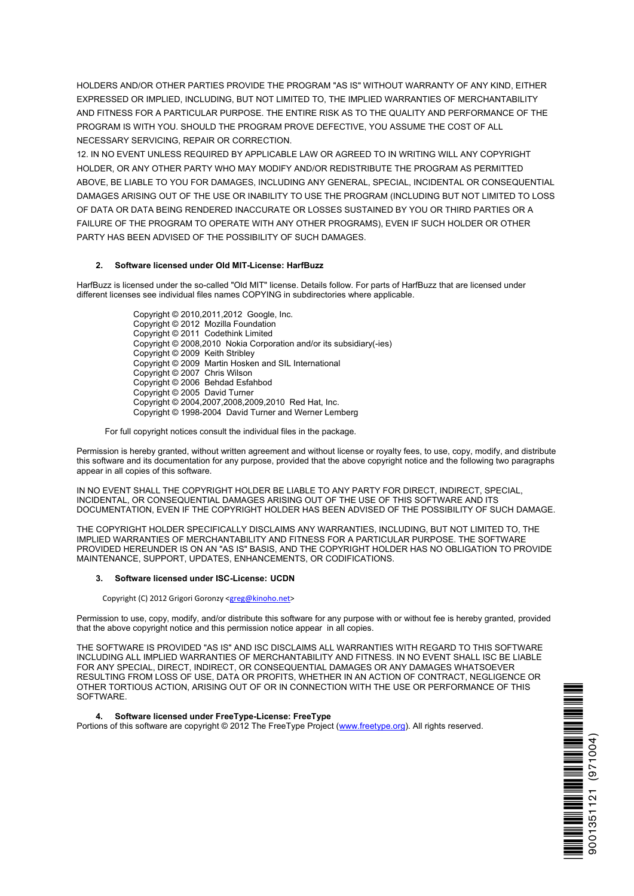HOLDERS AND/OR OTHER PARTIES PROVIDE THE PROGRAM "AS IS" WITHOUT WARRANTY OF ANY KIND, EITHER EXPRESSED OR IMPLIED, INCLUDING, BUT NOT LIMITED TO, THE IMPLIED WARRANTIES OF MERCHANTABILITY AND FITNESS FOR A PARTICULAR PURPOSE. THE ENTIRE RISK AS TO THE QUALITY AND PERFORMANCE OF THE PROGRAM IS WITH YOU. SHOULD THE PROGRAM PROVE DEFECTIVE, YOU ASSUME THE COST OF ALL NECESSARY SERVICING, REPAIR OR CORRECTION.

12. IN NO EVENT UNLESS REQUIRED BY APPLICABLE LAW OR AGREED TO IN WRITING WILL ANY COPYRIGHT HOLDER, OR ANY OTHER PARTY WHO MAY MODIFY AND/OR REDISTRIBUTE THE PROGRAM AS PERMITTED ABOVE, BE LIABLE TO YOU FOR DAMAGES, INCLUDING ANY GENERAL, SPECIAL, INCIDENTAL OR CONSEQUENTIAL DAMAGES ARISING OUT OF THE USE OR INABILITY TO USE THE PROGRAM (INCLUDING BUT NOT LIMITED TO LOSS OF DATA OR DATA BEING RENDERED INACCURATE OR LOSSES SUSTAINED BY YOU OR THIRD PARTIES OR A FAILURE OF THE PROGRAM TO OPERATE WITH ANY OTHER PROGRAMS), EVEN IF SUCH HOLDER OR OTHER PARTY HAS BEEN ADVISED OF THE POSSIBILITY OF SUCH DAMAGES.

### 2. Software licensed under Old MIT-License: HarfBuzz

HarfBuzz is licensed under the so-called "Old MIT" license. Details follow. For parts of HarfBuzz that are licensed under different licenses see individual files names COPYING in subdirectories where applicable.

Copyright © 2010,2011,2012 Google, Inc.
Copyright © 2012 Mozilla Foundation
Copyright © 2011 Codethink Limited
Copyright © 2008,2010 Nokia Corporation and/or its subsidiary(-ies)
Copyright © 2009 Keith Stribley
Copyright © 2009 Martin Hosken and SIL International
Copyright © 2007 Chris Wilson
Copyright © 2006 Behdad Esfahbod
Copyright © 2005 David Turner
Copyright © 2004,2007,2008,2009,2010 Red Hat, Inc.
Copyright © 1998-2004 David Turner and Werner Lemberg

For full copyright notices consult the individual files in the package.

Permission is hereby granted, without written agreement and without license or royalty fees, to use, copy, modify, and distribute this software and its documentation for any purpose, provided that the above copyright notice and the following two paragraphs appear in all copies of this software.

IN NO EVENT SHALL THE COPYRIGHT HOLDER BE LIABLE TO ANY PARTY FOR DIRECT, INDIRECT, SPECIAL, INCIDENTAL, OR CONSEQUENTIAL DAMAGES ARISING OUT OF THE USE OF THIS SOFTWARE AND ITS DOCUMENTATION, EVEN IF THE COPYRIGHT HOLDER HAS BEEN ADVISED OF THE POSSIBILITY OF SUCH DAMAGE.

THE COPYRIGHT HOLDER SPECIFICALLY DISCLAIMS ANY WARRANTIES, INCLUDING, BUT NOT LIMITED TO, THE IMPLIED WARRANTIES OF MERCHANTABILITY AND FITNESS FOR A PARTICULAR PURPOSE. THE SOFTWARE PROVIDED HEREUNDER IS ON AN "AS IS" BASIS, AND THE COPYRIGHT HOLDER HAS NO OBLIGATION TO PROVIDE MAINTENANCE, SUPPORT, UPDATES, ENHANCEMENTS, OR CODIFICATIONS.

### 3. Software licensed under ISC-License: UCDN

Copyright (C) 2012 Grigori Goronzy <greg@kinoho.net>

Permission to use, copy, modify, and/or distribute this software for any purpose with or without fee is hereby granted, provided that the above copyright notice and this permission notice appear in all copies.

THE SOFTWARE IS PROVIDED "AS IS" AND ISC DISCLAIMS ALL WARRANTIES WITH REGARD TO THIS SOFTWARE INCLUDING ALL IMPLIED WARRANTIES OF MERCHANTABILITY AND FITNESS. IN NO EVENT SHALL ISC BE LIABLE FOR ANY SPECIAL, DIRECT, INDIRECT, OR CONSEQUENTIAL DAMAGES OR ANY DAMAGES WHATSOEVER RESULTING FROM LOSS OF USE, DATA OR PROFITS, WHETHER IN AN ACTION OF CONTRACT, NEGLIGENCE OR OTHER TORTIOUS ACTION, ARISING OUT OF OR IN CONNECTION WITH THE USE OR PERFORMANCE OF THIS SOFTWARE.

### 4. Software licensed under FreeType-License: FreeType

Portions of this software are copyright © 2012 The FreeType Project (www.freetype.org). All rights reserved.

9001351121 (971004)